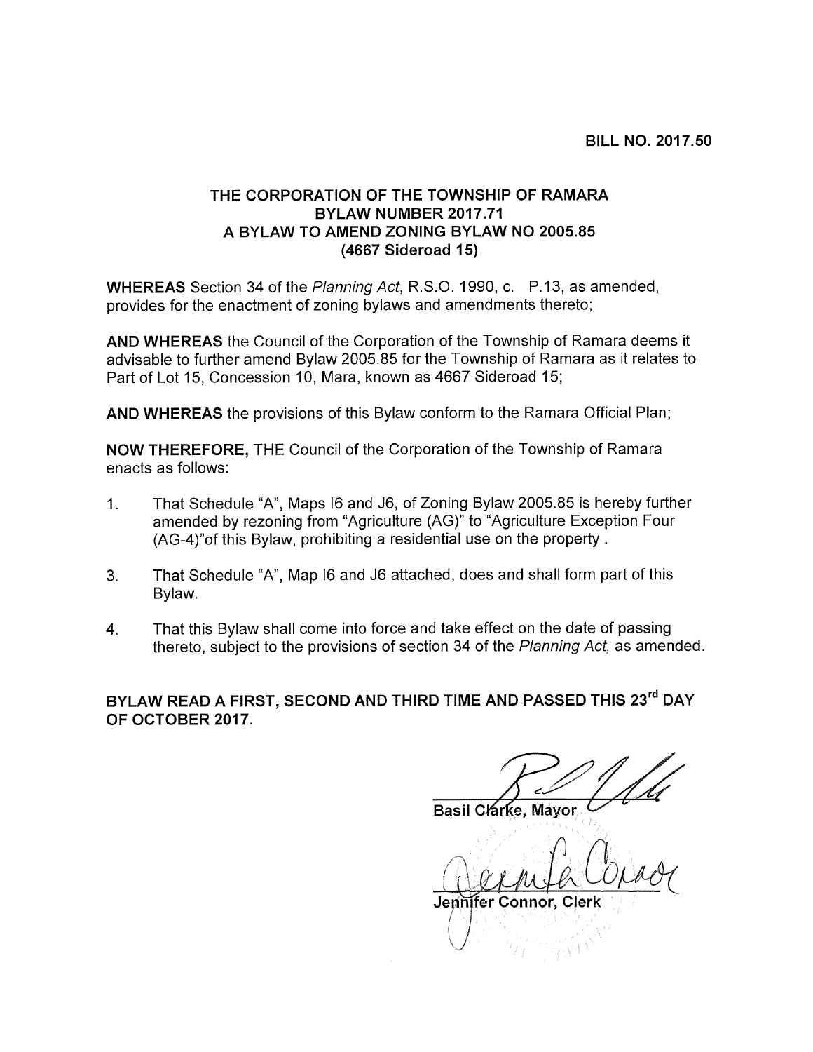**BILL NO. 2017.50**

## THE CORPORATION OF THE TOWNSHIP OF RAMARA
## BYLAW NUMBER 2017.71
## A BYLAW TO AMEND ZONING BYLAW NO 2005.85
## (4667 Sideroad 15)

**WHEREAS** Section 34 of the *Planning Act*, R.S.O. 1990, c. P.13, as amended, provides for the enactment of zoning bylaws and amendments thereto;

**AND WHEREAS** the Council of the Corporation of the Township of Ramara deems it advisable to further amend Bylaw 2005.85 for the Township of Ramara as it relates to Part of Lot 15, Concession 10, Mara, known as 4667 Sideroad 15;

**AND WHEREAS** the provisions of this Bylaw conform to the Ramara Official Plan;

**NOW THEREFORE,** THE Council of the Corporation of the Township of Ramara enacts as follows:

1. That Schedule "A", Maps I6 and J6, of Zoning Bylaw 2005.85 is hereby further amended by rezoning from "Agriculture (AG)" to "Agriculture Exception Four (AG-4)"of this Bylaw, prohibiting a residential use on the property .

3. That Schedule "A", Map I6 and J6 attached, does and shall form part of this Bylaw.

4. That this Bylaw shall come into force and take effect on the date of passing thereto, subject to the provisions of section 34 of the *Planning Act,* as amended.

**BYLAW READ A FIRST, SECOND AND THIRD TIME AND PASSED THIS 23rd DAY OF OCTOBER 2017.**

**Basil Clarke, Mayor**

**Jennifer Connor, Clerk**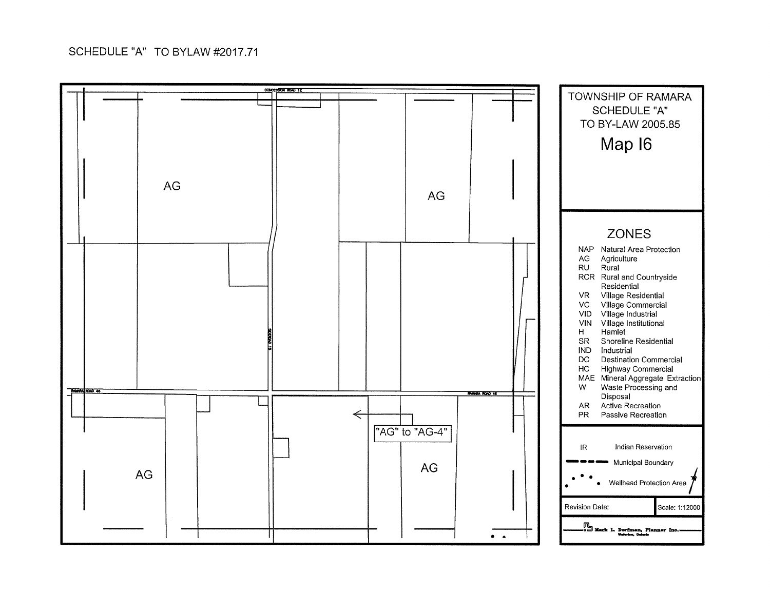SCHEDULE "A" TO BYLAW #2017.71

CONCESSION ROAD 12

SIDEROAD 15

RAMARA ROAD 46

AG

AG

AG

AG

"AG" to "AG-4"

TOWNSHIP OF RAMARA
SCHEDULE "A"
TO BY-LAW 2005.85

# Map I6

## ZONES

| | |
|---|---|
| NAP | Natural Area Protection |
| AG | Agriculture |
| RU | Rural |
| RCR | Rural and Countryside Residential |
| VR | Village Residential |
| VC | Village Commercial |
| VID | Village Industrial |
| VIN | Village Institutional |
| H | Hamlet |
| SR | Shoreline Residential |
| IND | Industrial |
| DC | Destination Commercial |
| HC | Highway Commercial |
| MAE | Mineral Aggregate Extraction |
| W | Waste Processing and Disposal |
| AR | Active Recreation |
| PR | Passive Recreation |

IR Indian Reservation

Municipal Boundary

Wellhead Protection Area

Revision Date: | Scale: 1:12000

Mark L. Dorfman, Planner Inc.
Waterloo, Ontario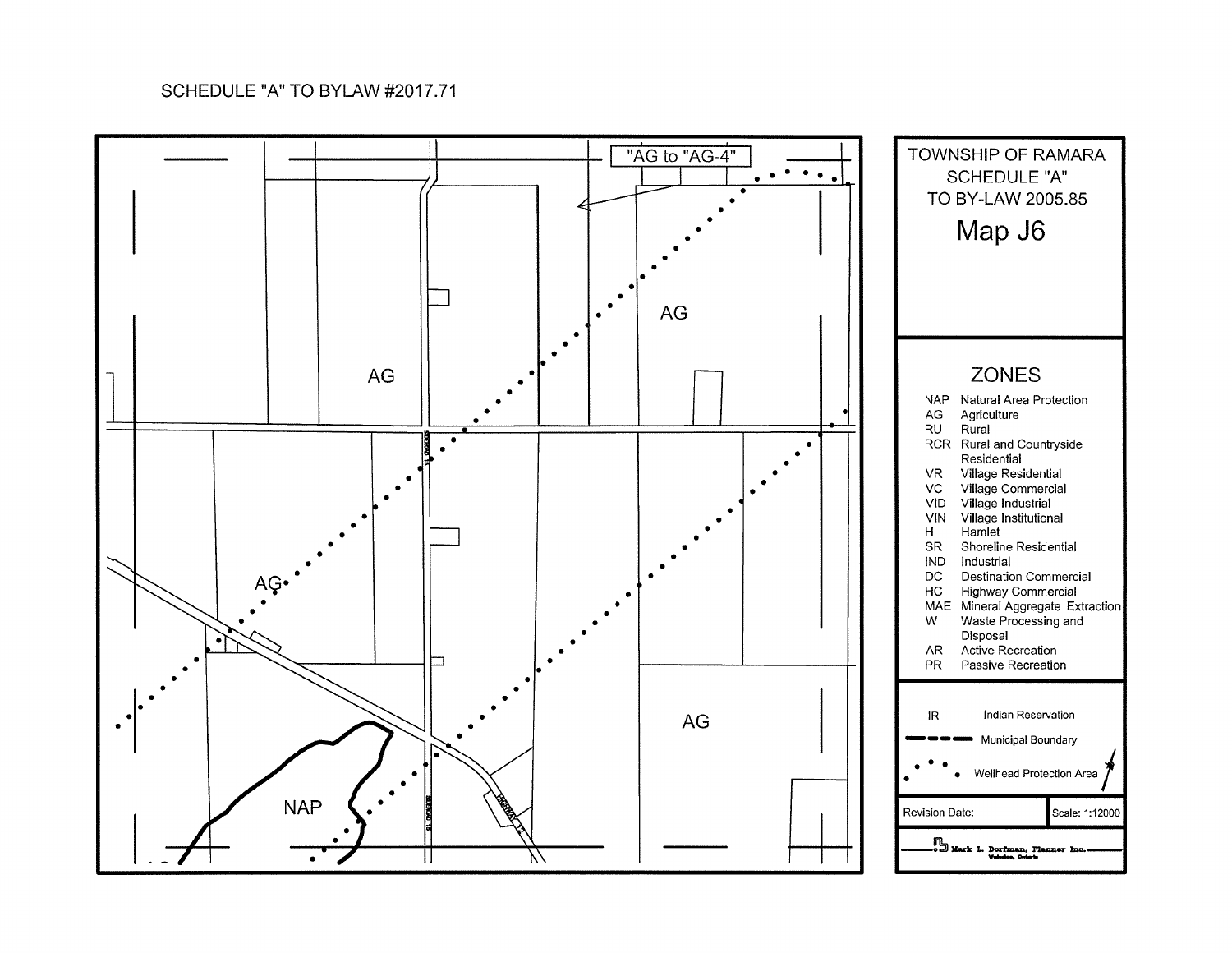SCHEDULE "A" TO BYLAW #2017.71

"AG to "AG-4"

AG

AG

AG

AG

NAP

SIDEROAD 15

HIGHWAY 12

TOWNSHIP OF RAMARA
SCHEDULE "A"
TO BY-LAW 2005.85

Map J6

ZONES

| | |
|---|---|
| NAP | Natural Area Protection |
| AG | Agriculture |
| RU | Rural |
| RCR | Rural and Countryside Residential |
| VR | Village Residential |
| VC | Village Commercial |
| VID | Village Industrial |
| VIN | Village Institutional |
| H | Hamlet |
| SR | Shoreline Residential |
| IND | Industrial |
| DC | Destination Commercial |
| HC | Highway Commercial |
| MAE | Mineral Aggregate Extraction |
| W | Waste Processing and Disposal |
| AR | Active Recreation |
| PR | Passive Recreation |

IR Indian Reservation

Municipal Boundary

Wellhead Protection Area

Revision Date:

Scale: 1:12000

Mark L. Dorfman, Planner Inc.
Waterloo, Ontario